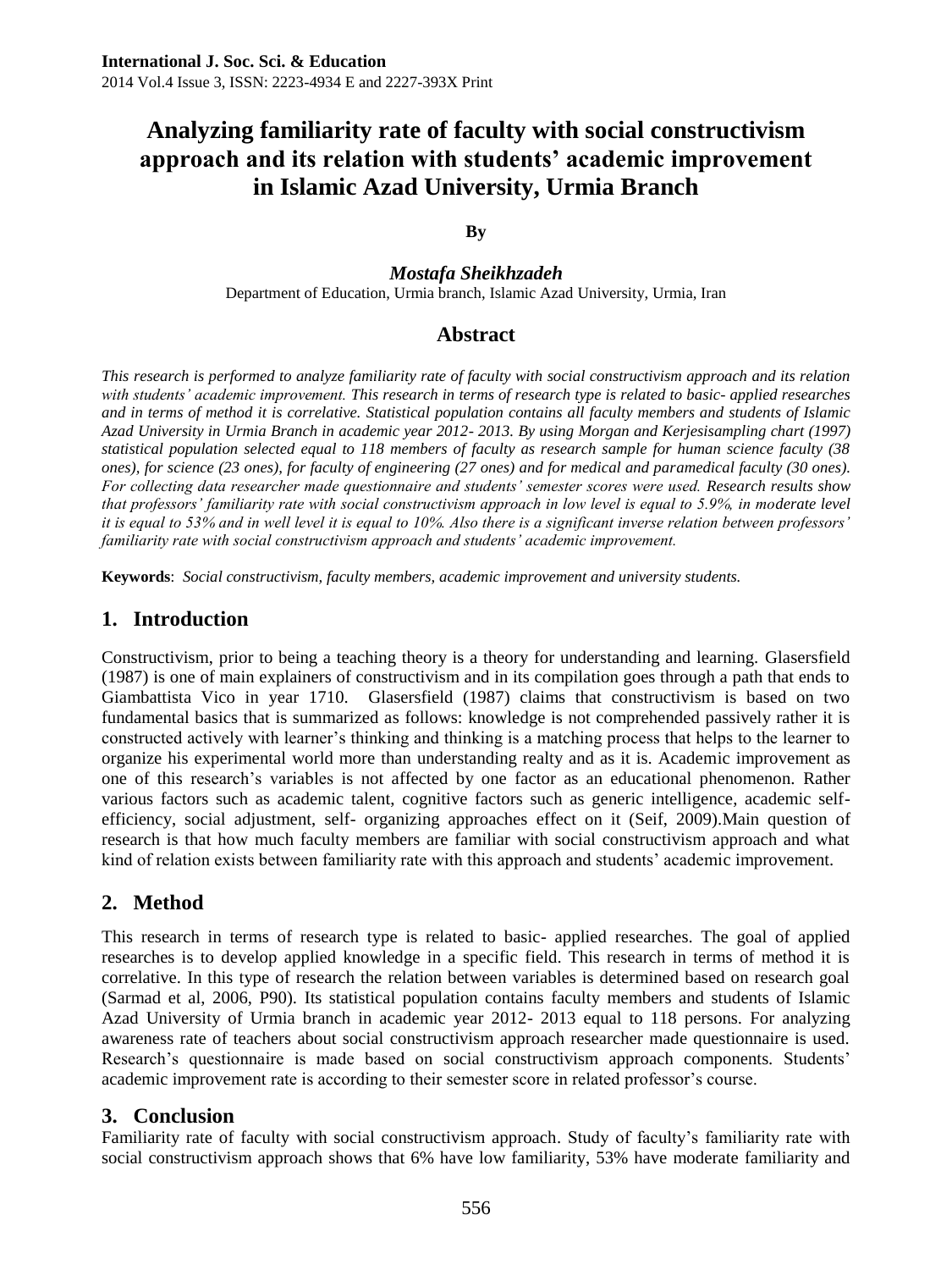# Analyzing familiarity rate of faculty with social constructivism approach and its relation with students' academic improvement in Islamic Azad University, Urmia Branch

**By**

***Mostafa Sheikhzadeh***

Department of Education, Urmia branch, Islamic Azad University, Urmia, Iran

## Abstract

*This research is performed to analyze familiarity rate of faculty with social constructivism approach and its relation with students' academic improvement. This research in terms of research type is related to basic- applied researches and in terms of method it is correlative. Statistical population contains all faculty members and students of Islamic Azad University in Urmia Branch in academic year 2012- 2013. By using Morgan and Kerjesisampling chart (1997) statistical population selected equal to 118 members of faculty as research sample for human science faculty (38 ones), for science (23 ones), for faculty of engineering (27 ones) and for medical and paramedical faculty (30 ones). For collecting data researcher made questionnaire and students' semester scores were used. Research results show that professors' familiarity rate with social constructivism approach in low level is equal to 5.9%, in moderate level it is equal to 53% and in well level it is equal to 10%. Also there is a significant inverse relation between professors' familiarity rate with social constructivism approach and students' academic improvement.*

**Keywords**: *Social constructivism, faculty members, academic improvement and university students.*

## 1. Introduction

Constructivism, prior to being a teaching theory is a theory for understanding and learning. Glasersfield (1987) is one of main explainers of constructivism and in its compilation goes through a path that ends to Giambattista Vico in year 1710. Glasersfield (1987) claims that constructivism is based on two fundamental basics that is summarized as follows: knowledge is not comprehended passively rather it is constructed actively with learner's thinking and thinking is a matching process that helps to the learner to organize his experimental world more than understanding realty and as it is. Academic improvement as one of this research's variables is not affected by one factor as an educational phenomenon. Rather various factors such as academic talent, cognitive factors such as generic intelligence, academic self-efficiency, social adjustment, self- organizing approaches effect on it (Seif, 2009).Main question of research is that how much faculty members are familiar with social constructivism approach and what kind of relation exists between familiarity rate with this approach and students' academic improvement.

## 2. Method

This research in terms of research type is related to basic- applied researches. The goal of applied researches is to develop applied knowledge in a specific field. This research in terms of method it is correlative. In this type of research the relation between variables is determined based on research goal (Sarmad et al, 2006, P90). Its statistical population contains faculty members and students of Islamic Azad University of Urmia branch in academic year 2012- 2013 equal to 118 persons. For analyzing awareness rate of teachers about social constructivism approach researcher made questionnaire is used. Research's questionnaire is made based on social constructivism approach components. Students' academic improvement rate is according to their semester score in related professor's course.

## 3. Conclusion

Familiarity rate of faculty with social constructivism approach. Study of faculty's familiarity rate with social constructivism approach shows that 6% have low familiarity, 53% have moderate familiarity and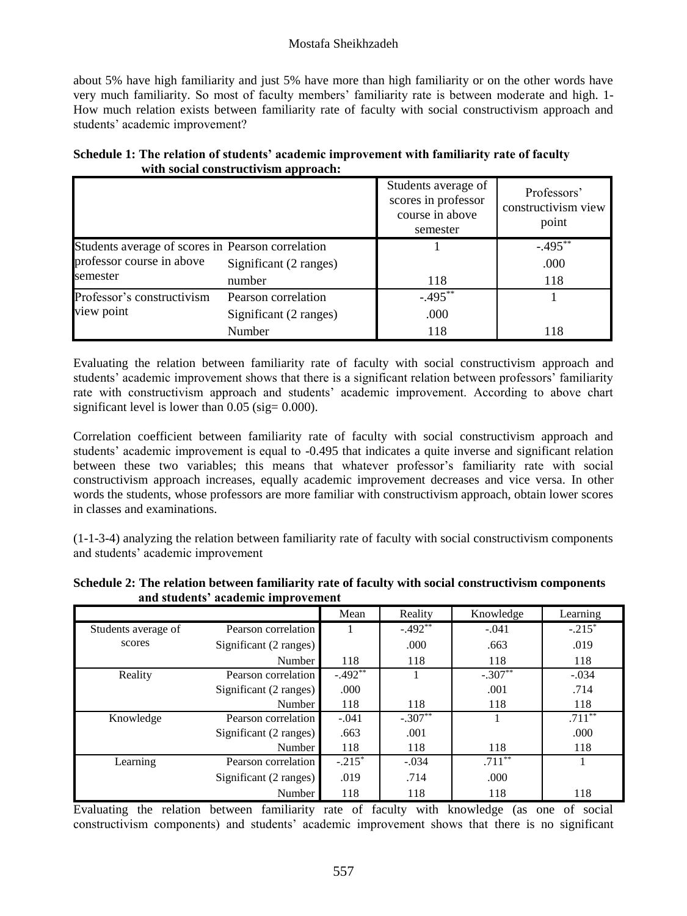about 5% have high familiarity and just 5% have more than high familiarity or on the other words have very much familiarity. So most of faculty members' familiarity rate is between moderate and high. 1- How much relation exists between familiarity rate of faculty with social constructivism approach and students' academic improvement?

**Schedule 1: The relation of students' academic improvement with familiarity rate of faculty with social constructivism approach:**

| | | Students average of scores in professor course in above semester | Professors' constructivism view point |
|---|---|---|---|
| Students average of scores in professor course in above semester | Pearson correlation | 1 | -.495** |
| | Significant (2 ranges) | | .000 |
| | number | 118 | 118 |
| Professor's constructivism view point | Pearson correlation | -.495** | 1 |
| | Significant (2 ranges) | .000 | |
| | Number | 118 | 118 |

Evaluating the relation between familiarity rate of faculty with social constructivism approach and students' academic improvement shows that there is a significant relation between professors' familiarity rate with constructivism approach and students' academic improvement. According to above chart significant level is lower than 0.05 (sig= 0.000).

Correlation coefficient between familiarity rate of faculty with social constructivism approach and students' academic improvement is equal to -0.495 that indicates a quite inverse and significant relation between these two variables; this means that whatever professor's familiarity rate with social constructivism approach increases, equally academic improvement decreases and vice versa. In other words the students, whose professors are more familiar with constructivism approach, obtain lower scores in classes and examinations.

(1-1-3-4) analyzing the relation between familiarity rate of faculty with social constructivism components and students' academic improvement

**Schedule 2: The relation between familiarity rate of faculty with social constructivism components and students' academic improvement**

| | | Mean | Reality | Knowledge | Learning |
|---|---|---|---|---|---|
| Students average of scores | Pearson correlation | 1 | -.492** | -.041 | -.215* |
| | Significant (2 ranges) | | .000 | .663 | .019 |
| | Number | 118 | 118 | 118 | 118 |
| Reality | Pearson correlation | -.492** | 1 | -.307** | -.034 |
| | Significant (2 ranges) | .000 | | .001 | .714 |
| | Number | 118 | 118 | 118 | 118 |
| Knowledge | Pearson correlation | -.041 | -.307** | 1 | .711** |
| | Significant (2 ranges) | .663 | .001 | | .000 |
| | Number | 118 | 118 | 118 | 118 |
| Learning | Pearson correlation | -.215* | -.034 | .711** | 1 |
| | Significant (2 ranges) | .019 | .714 | .000 | |
| | Number | 118 | 118 | 118 | 118 |

Evaluating the relation between familiarity rate of faculty with knowledge (as one of social constructivism components) and students' academic improvement shows that there is no significant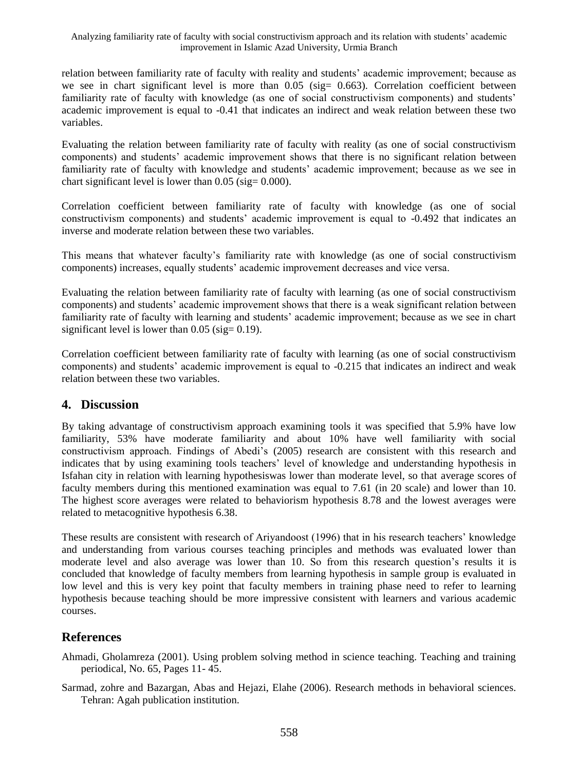relation between familiarity rate of faculty with reality and students' academic improvement; because as we see in chart significant level is more than 0.05 (sig= 0.663). Correlation coefficient between familiarity rate of faculty with knowledge (as one of social constructivism components) and students' academic improvement is equal to -0.41 that indicates an indirect and weak relation between these two variables.

Evaluating the relation between familiarity rate of faculty with reality (as one of social constructivism components) and students' academic improvement shows that there is no significant relation between familiarity rate of faculty with knowledge and students' academic improvement; because as we see in chart significant level is lower than 0.05 (sig= 0.000).

Correlation coefficient between familiarity rate of faculty with knowledge (as one of social constructivism components) and students' academic improvement is equal to -0.492 that indicates an inverse and moderate relation between these two variables.

This means that whatever faculty's familiarity rate with knowledge (as one of social constructivism components) increases, equally students' academic improvement decreases and vice versa.

Evaluating the relation between familiarity rate of faculty with learning (as one of social constructivism components) and students' academic improvement shows that there is a weak significant relation between familiarity rate of faculty with learning and students' academic improvement; because as we see in chart significant level is lower than 0.05 (sig= 0.19).

Correlation coefficient between familiarity rate of faculty with learning (as one of social constructivism components) and students' academic improvement is equal to -0.215 that indicates an indirect and weak relation between these two variables.

## 4. Discussion

By taking advantage of constructivism approach examining tools it was specified that 5.9% have low familiarity, 53% have moderate familiarity and about 10% have well familiarity with social constructivism approach. Findings of Abedi's (2005) research are consistent with this research and indicates that by using examining tools teachers' level of knowledge and understanding hypothesis in Isfahan city in relation with learning hypothesiswas lower than moderate level, so that average scores of faculty members during this mentioned examination was equal to 7.61 (in 20 scale) and lower than 10. The highest score averages were related to behaviorism hypothesis 8.78 and the lowest averages were related to metacognitive hypothesis 6.38.

These results are consistent with research of Ariyandoost (1996) that in his research teachers' knowledge and understanding from various courses teaching principles and methods was evaluated lower than moderate level and also average was lower than 10. So from this research question's results it is concluded that knowledge of faculty members from learning hypothesis in sample group is evaluated in low level and this is very key point that faculty members in training phase need to refer to learning hypothesis because teaching should be more impressive consistent with learners and various academic courses.

## References

Ahmadi, Gholamreza (2001). Using problem solving method in science teaching. Teaching and training periodical, No. 65, Pages 11- 45.

Sarmad, zohre and Bazargan, Abas and Hejazi, Elahe (2006). Research methods in behavioral sciences. Tehran: Agah publication institution.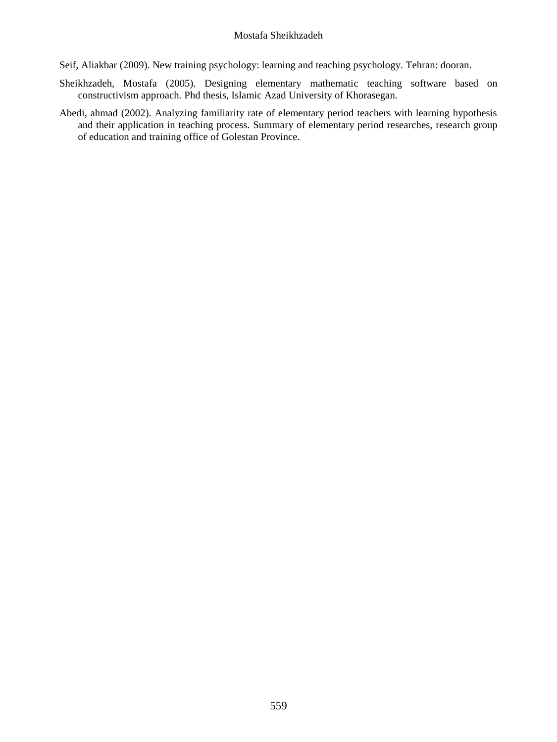Seif, Aliakbar (2009). New training psychology: learning and teaching psychology. Tehran: dooran.

Sheikhzadeh, Mostafa (2005). Designing elementary mathematic teaching software based on constructivism approach. Phd thesis, Islamic Azad University of Khorasegan.

Abedi, ahmad (2002). Analyzing familiarity rate of elementary period teachers with learning hypothesis and their application in teaching process. Summary of elementary period researches, research group of education and training office of Golestan Province.